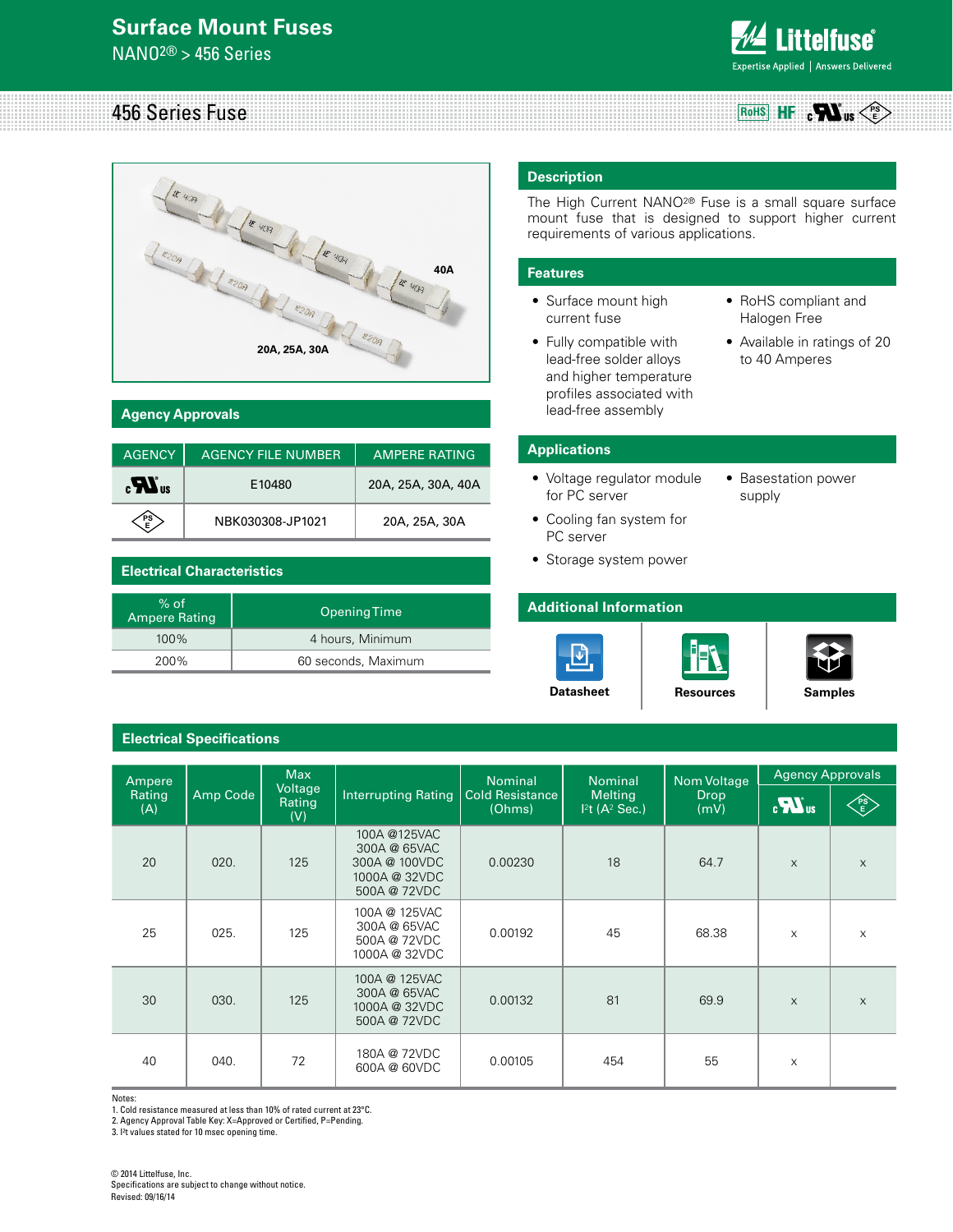# Surface Mount Fuses

NANO2® > 456 Series

## 456 Series Fuse

20A, 25A, 30A

40A

## Description

The High Current NANO2® Fuse is a small square surface mount fuse that is designed to support higher current requirements of various applications.

## Features

- Surface mount high current fuse
- Fully compatible with lead-free solder alloys and higher temperature profiles associated with lead-free assembly
- RoHS compliant and Halogen Free
- Available in ratings of 20 to 40 Amperes

## Applications

- Voltage regulator module for PC server
- Cooling fan system for PC server
- Storage system power
- Basestation power supply

## Agency Approvals

| AGENCY | AGENCY FILE NUMBER | AMPERE RATING |
|---|---|---|
| cULus | E10480 | 20A, 25A, 30A, 40A |
| PSE | NBK030308-JP1021 | 20A, 25A, 30A |

## Electrical Characteristics

| % of Ampere Rating | Opening Time |
|---|---|
| 100% | 4 hours, Minimum |
| 200% | 60 seconds, Maximum |

## Additional Information

Datasheet | Resources | Samples

## Electrical Specifications

| Ampere Rating (A) | Amp Code | Max Voltage Rating (V) | Interrupting Rating | Nominal Cold Resistance (Ohms) | Nominal Melting $I^2t$ ($A^2$ Sec.) | Nom Voltage Drop (mV) | Agency Approvals | |
|---|---|---|---|---|---|---|---|---|
| | | | | | | | cULus | PSE |
| 20 | 020. | 125 | 100A @125VAC<br>300A @ 65VAC<br>300A @ 100VDC<br>1000A @ 32VDC<br>500A @ 72VDC | 0.00230 | 18 | 64.7 | x | x |
| 25 | 025. | 125 | 100A @ 125VAC<br>300A @ 65VAC<br>500A @ 72VDC<br>1000A @ 32VDC | 0.00192 | 45 | 68.38 | x | x |
| 30 | 030. | 125 | 100A @ 125VAC<br>300A @ 65VAC<br>1000A @ 32VDC<br>500A @ 72VDC | 0.00132 | 81 | 69.9 | x | x |
| 40 | 040. | 72 | 180A @ 72VDC<br>600A @ 60VDC | 0.00105 | 454 | 55 | x | |

Notes:
1. Cold resistance measured at less than 10% of rated current at 23°C.
2. Agency Approval Table Key: X=Approved or Certified, P=Pending.
3. $I^2t$ values stated for 10 msec opening time.

© 2014 Littelfuse, Inc.
Specifications are subject to change without notice.
Revised: 09/16/14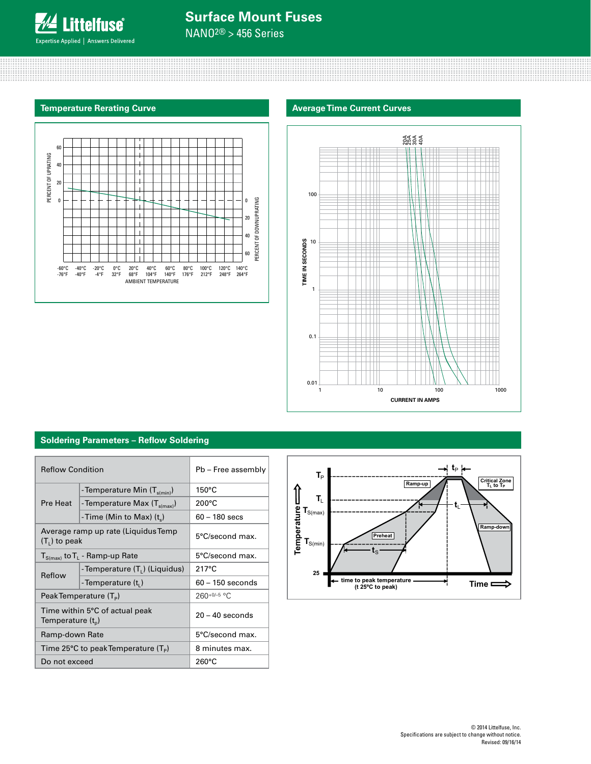## Temperature Rerating Curve

PERCENT OF UPRATING: 60, 40, 20, 0

PERCENT OF DOWNUPRATING: 0, 20, 40, 60

-60°C -76°F | -40°C -40°F | -20°C -4°F | 0°C 32°F | 20°C 68°F | 40°C 104°F | 60°C 140°F | 80°C 176°F | 100°C 212°F | 120°C 248°F | 140°C 264°F

AMBIENT TEMPERATURE

## Average Time Current Curves

20A 25A 30A 40A

TIME IN SECONDS: 100, 10, 1, 0.1, 0.01

CURRENT IN AMPS: 1, 10, 100, 1000

## Soldering Parameters – Reflow Soldering

| Reflow Condition | | Pb – Free assembly |
|---|---|---|
| Pre Heat | -Temperature Min ($T_{s(min)}$) | 150°C |
| | -Temperature Max ($T_{s(max)}$) | 200°C |
| | -Time (Min to Max) ($t_s$) | 60 – 180 secs |
| Average ramp up rate (Liquidus Temp ($T_L$) to peak | | 5°C/second max. |
| $T_{S(max)}$ to $T_L$ - Ramp-up Rate | | 5°C/second max. |
| Reflow | -Temperature ($T_L$) (Liquidus) | 217°C |
| | -Temperature ($t_L$) | 60 – 150 seconds |
| Peak Temperature ($T_P$) | | $260^{+0/-5}$ °C |
| Time within 5°C of actual peak Temperature ($t_p$) | | 20 – 40 seconds |
| Ramp-down Rate | | 5°C/second max. |
| Time 25°C to peak Temperature ($T_P$) | | 8 minutes max. |
| Do not exceed | | 260°C |

$T_P$, $T_L$, $T_{S(max)}$, $T_{S(min)}$, 25, $t_P$, $t_L$, $t_S$, Ramp-up, Critical Zone $T_L$ to $T_P$, Ramp-down, Preheat, Temperature, Time, time to peak temperature (t 25°C to peak)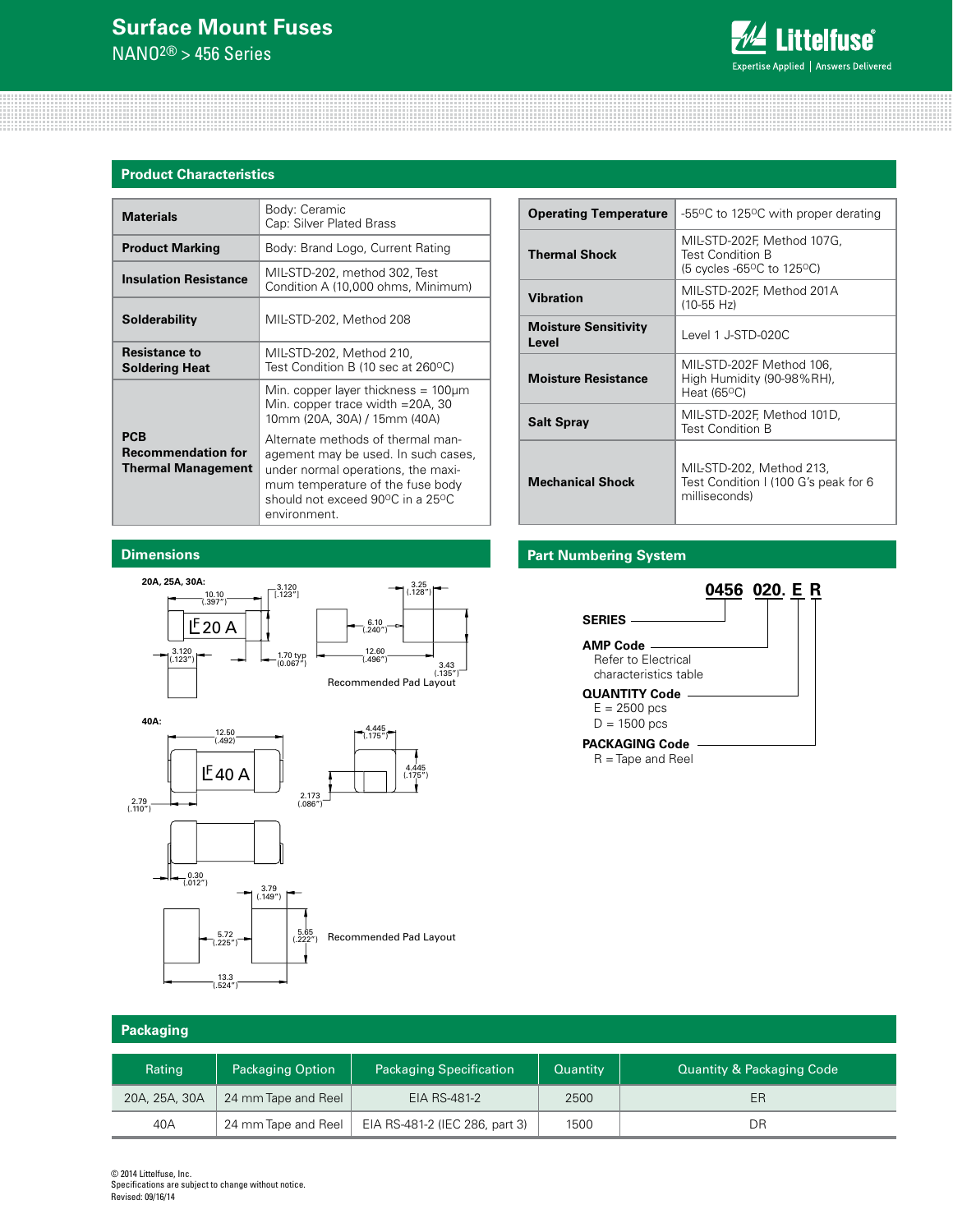# Surface Mount Fuses

NANO2® > 456 Series

## Product Characteristics

| | |
|---|---|
| **Materials** | Body: Ceramic<br>Cap: Silver Plated Brass |
| **Product Marking** | Body: Brand Logo, Current Rating |
| **Insulation Resistance** | MIL-STD-202, method 302, Test Condition A (10,000 ohms, Minimum) |
| **Solderability** | MIL-STD-202, Method 208 |
| **Resistance to Soldering Heat** | MIL-STD-202, Method 210, Test Condition B (10 sec at 260°C) |
| **PCB Recommendation for Thermal Management** | Min. copper layer thickness = 100µm Min. copper trace width =20A, 30 10mm (20A, 30A) / 15mm (40A)<br>Alternate methods of thermal management may be used. In such cases, under normal operations, the maximum temperature of the fuse body should not exceed 90°C in a 25°C environment. |

| | |
|---|---|
| **Operating Temperature** | -55°C to 125°C with proper derating |
| **Thermal Shock** | MIL-STD-202F, Method 107G, Test Condition B (5 cycles -65°C to 125°C) |
| **Vibration** | MIL-STD-202F, Method 201A (10-55 Hz) |
| **Moisture Sensitivity Level** | Level 1 J-STD-020C |
| **Moisture Resistance** | MIL-STD-202F Method 106, High Humidity (90-98%RH), Heat (65°C) |
| **Salt Spray** | MIL-STD-202F, Method 101D, Test Condition B |
| **Mechanical Shock** | MIL-STD-202, Method 213, Test Condition I (100 G's peak for 6 milliseconds) |

## Dimensions

20A, 25A, 30A:

10.10 (.397")
3.120 (.123")
20 A
3.120 (.123")
1.70 typ (0.067")
3.25 (.128")
6.10 (.240")
12.60 (.496")
3.43 (.135")
Recommended Pad Layout

40A:

12.50 (.492")
40 A
2.79 (.110")
0.30 (.012")
4.445 (.175")
4.445 (.175")
2.173 (.086")
3.79 (.149")
5.72 (.225")
5.65 (.222")
13.3 (.524")
Recommended Pad Layout

## Part Numbering System

**0456 020. E R**

- **SERIES**
- **AMP Code**
  Refer to Electrical characteristics table
- **QUANTITY Code**
  E = 2500 pcs
  D = 1500 pcs
- **PACKAGING Code**
  R = Tape and Reel

## Packaging

| Rating | Packaging Option | Packaging Specification | Quantity | Quantity & Packaging Code |
|---|---|---|---|---|
| 20A, 25A, 30A | 24 mm Tape and Reel | EIA RS-481-2 | 2500 | ER |
| 40A | 24 mm Tape and Reel | EIA RS-481-2 (IEC 286, part 3) | 1500 | DR |

© 2014 Littelfuse, Inc.
Specifications are subject to change without notice.
Revised: 09/16/14